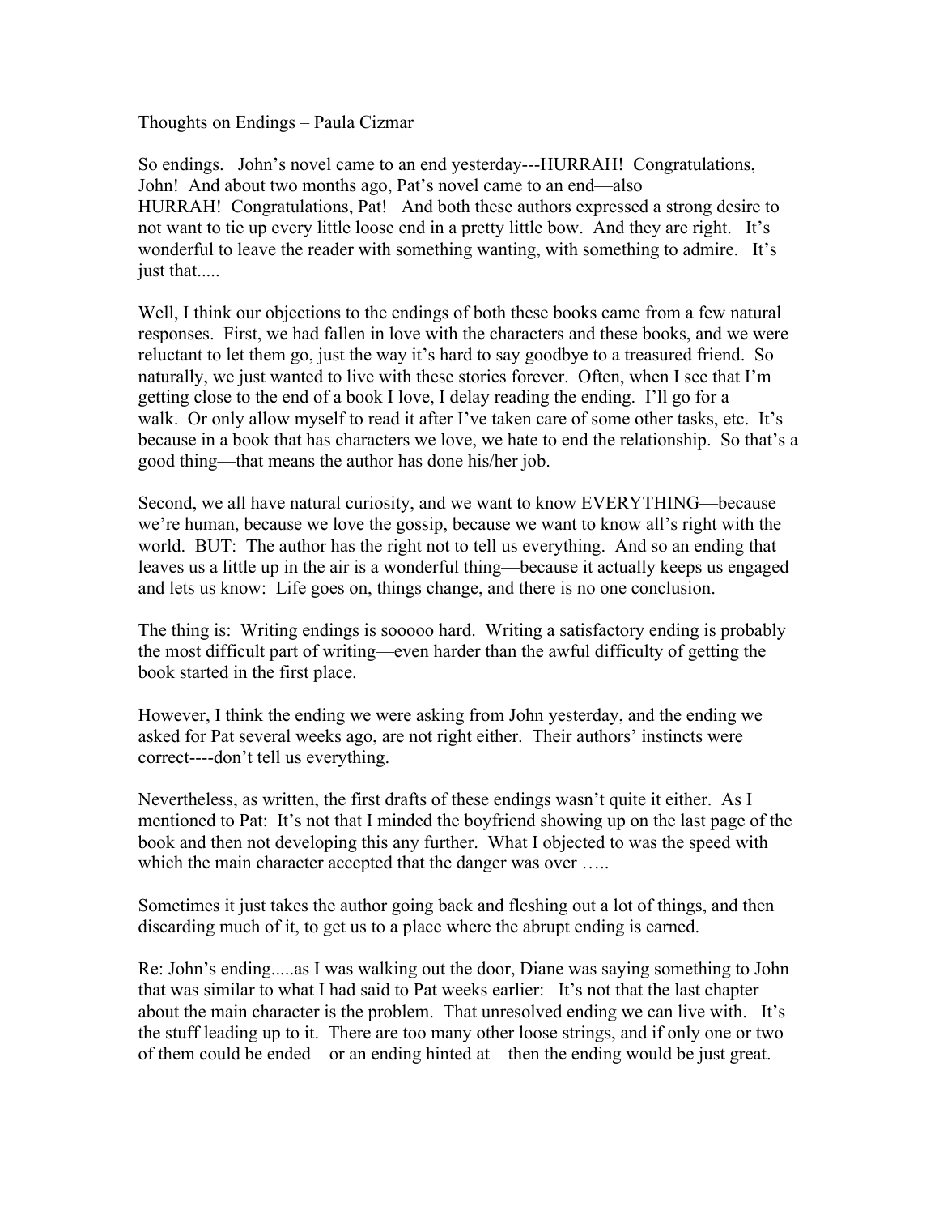Thoughts on Endings – Paula Cizmar

So endings. John's novel came to an end yesterday---HURRAH! Congratulations, John! And about two months ago, Pat's novel came to an end—also HURRAH! Congratulations, Pat! And both these authors expressed a strong desire to not want to tie up every little loose end in a pretty little bow. And they are right. It's wonderful to leave the reader with something wanting, with something to admire. It's just that.....

Well, I think our objections to the endings of both these books came from a few natural responses. First, we had fallen in love with the characters and these books, and we were reluctant to let them go, just the way it's hard to say goodbye to a treasured friend. So naturally, we just wanted to live with these stories forever. Often, when I see that I'm getting close to the end of a book I love, I delay reading the ending. I'll go for a walk. Or only allow myself to read it after I've taken care of some other tasks, etc. It's because in a book that has characters we love, we hate to end the relationship. So that's a good thing—that means the author has done his/her job.

Second, we all have natural curiosity, and we want to know EVERYTHING—because we're human, because we love the gossip, because we want to know all's right with the world. BUT: The author has the right not to tell us everything. And so an ending that leaves us a little up in the air is a wonderful thing—because it actually keeps us engaged and lets us know: Life goes on, things change, and there is no one conclusion.

The thing is: Writing endings is sooooo hard. Writing a satisfactory ending is probably the most difficult part of writing—even harder than the awful difficulty of getting the book started in the first place.

However, I think the ending we were asking from John yesterday, and the ending we asked for Pat several weeks ago, are not right either. Their authors' instincts were correct----don't tell us everything.

Nevertheless, as written, the first drafts of these endings wasn't quite it either. As I mentioned to Pat: It's not that I minded the boyfriend showing up on the last page of the book and then not developing this any further. What I objected to was the speed with which the main character accepted that the danger was over …..

Sometimes it just takes the author going back and fleshing out a lot of things, and then discarding much of it, to get us to a place where the abrupt ending is earned.

Re: John's ending.....as I was walking out the door, Diane was saying something to John that was similar to what I had said to Pat weeks earlier: It's not that the last chapter about the main character is the problem. That unresolved ending we can live with. It's the stuff leading up to it. There are too many other loose strings, and if only one or two of them could be ended—or an ending hinted at—then the ending would be just great.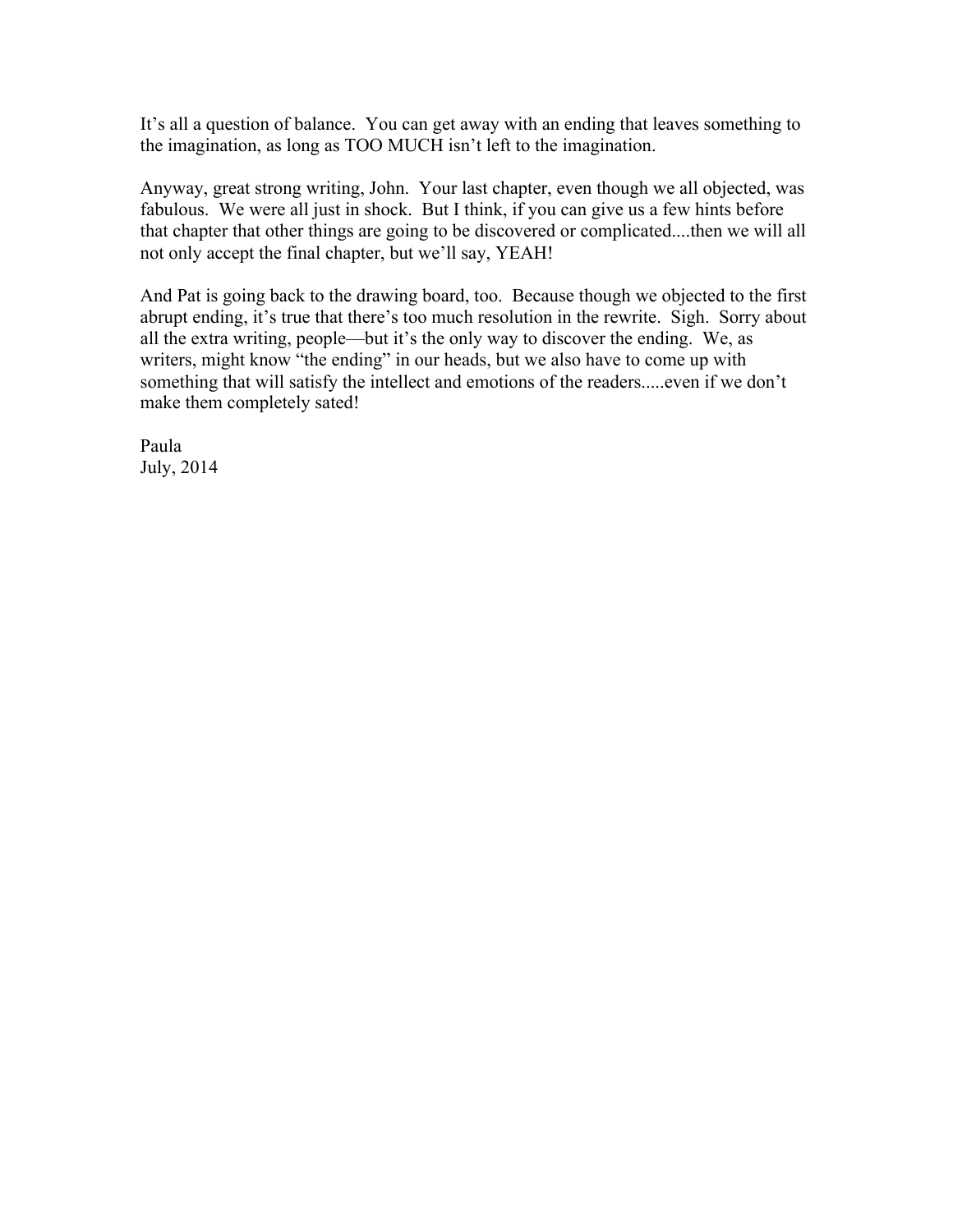It’s all a question of balance. You can get away with an ending that leaves something to the imagination, as long as TOO MUCH isn’t left to the imagination.

Anyway, great strong writing, John. Your last chapter, even though we all objected, was fabulous. We were all just in shock. But I think, if you can give us a few hints before that chapter that other things are going to be discovered or complicated....then we will all not only accept the final chapter, but we’ll say, YEAH!

And Pat is going back to the drawing board, too. Because though we objected to the first abrupt ending, it’s true that there’s too much resolution in the rewrite. Sigh. Sorry about all the extra writing, people—but it’s the only way to discover the ending. We, as writers, might know “the ending” in our heads, but we also have to come up with something that will satisfy the intellect and emotions of the readers.....even if we don’t make them completely sated!

Paula  
July, 2014